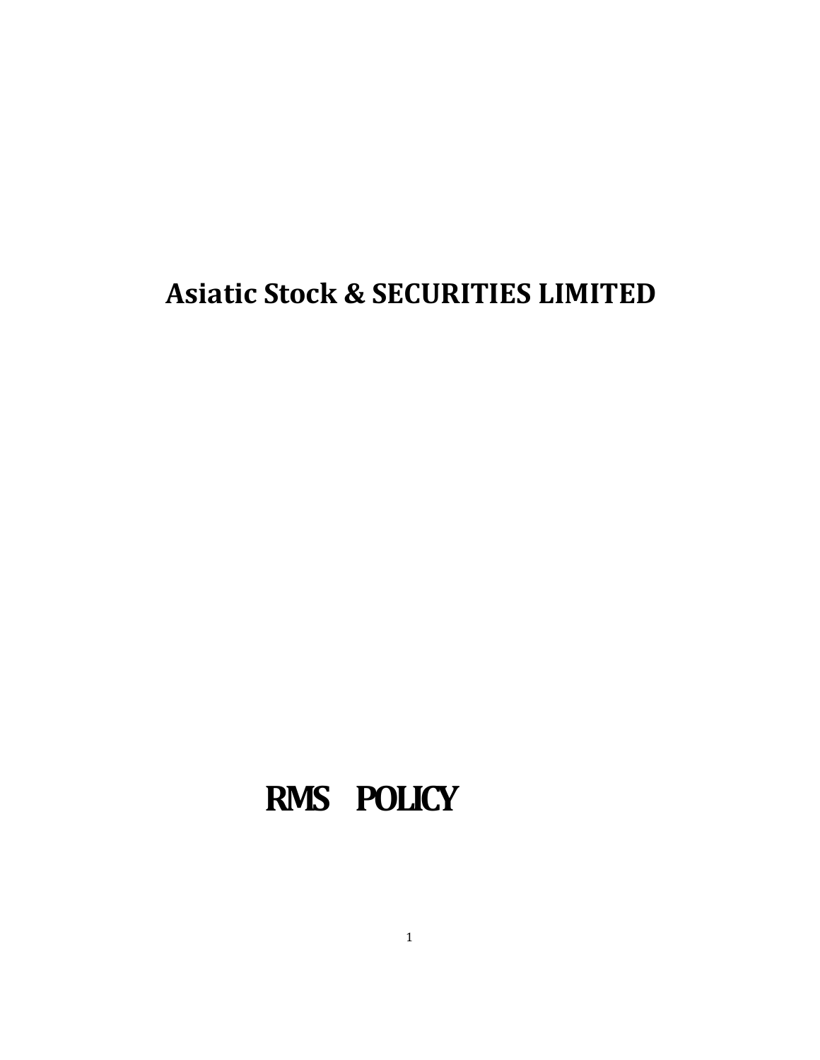# Asiatic Stock & SECURITIES LIMITED

# RMS POLICY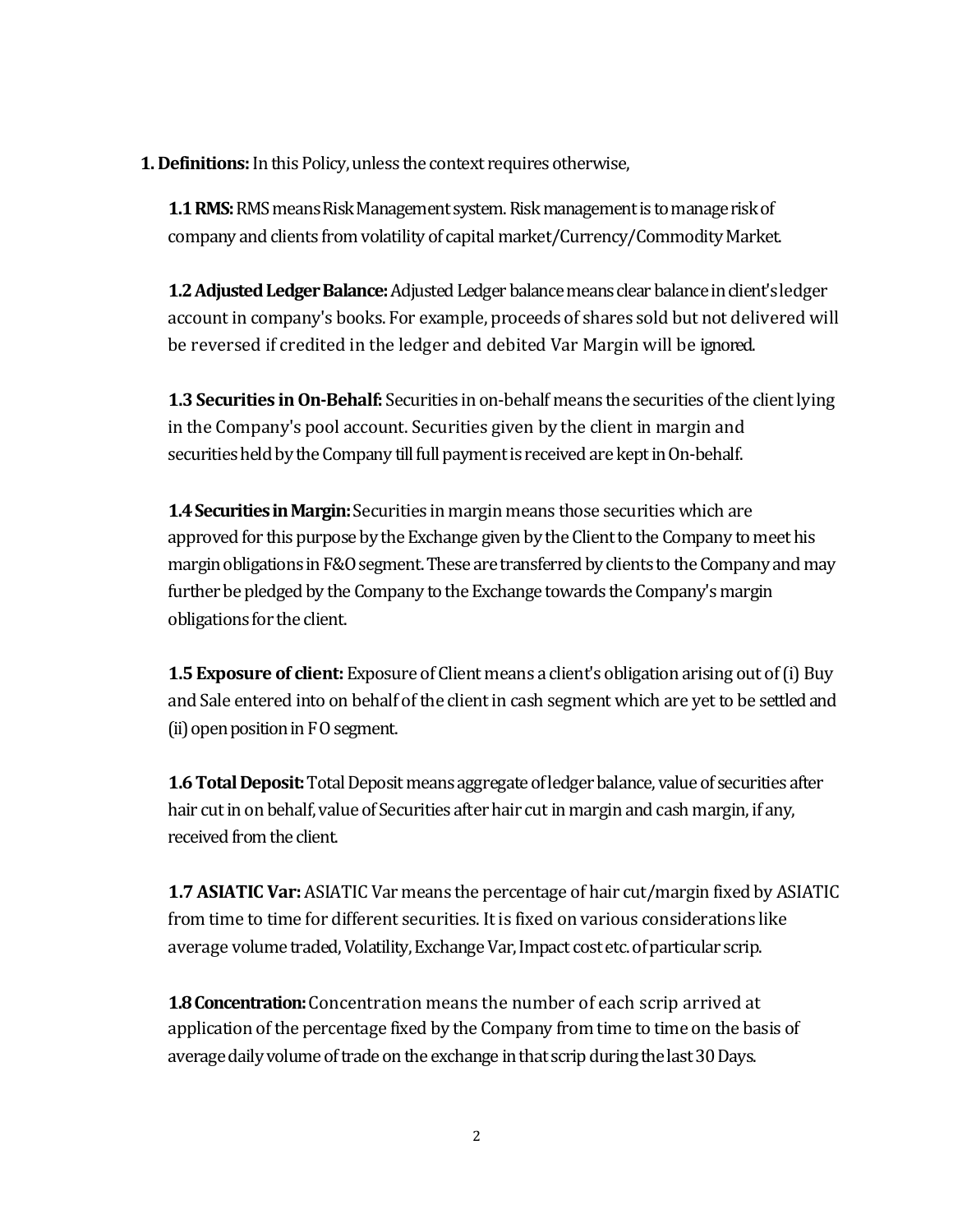**1. Definitions:** In this Policy, unless the context requires otherwise,

**1.1 RMS:** RMS means Risk Management system. Risk management is to manage risk of company and clients from volatility of capital market/Currency/Commodity Market.

**1.2 Adjusted Ledger Balance:** Adjusted Ledger balance means clear balance in client's ledger account in company's books. For example, proceeds of shares sold but not delivered will be reversed if credited in the ledger and debited Var Margin will be ignored.

**1.3 Securities in On-Behalf:** Securities in on-behalf means the securities of the client lying in the Company's pool account. Securities given by the client in margin and securities held by the Company till full payment is received are kept in On-behalf.

**1.4 Securities in Margin:** Securities in margin means those securities which are approved for this purpose by the Exchange given by the Client to the Company to meet his margin obligations in F&O segment. These are transferred by clients to the Company and may further be pledged by the Company to the Exchange towards the Company's margin obligations for the client.

**1.5 Exposure of client:** Exposure of Client means a client's obligation arising out of (i) Buy and Sale entered into on behalf of the client in cash segment which are yet to be settled and (ii) open position in F O segment.

**1.6 Total Deposit:** Total Deposit means aggregate of ledger balance, value of securities after hair cut in on behalf, value of Securities after hair cut in margin and cash margin, if any, received from the client.

**1.7 ASIATIC Var:** ASIATIC Var means the percentage of hair cut/margin fixed by ASIATIC from time to time for different securities. It is fixed on various considerations like average volume traded, Volatility, Exchange Var, Impact cost etc. of particular scrip.

**1.8 Concentration:** Concentration means the number of each scrip arrived at application of the percentage fixed by the Company from time to time on the basis of average daily volume of trade on the exchange in that scrip during the last 30 Days.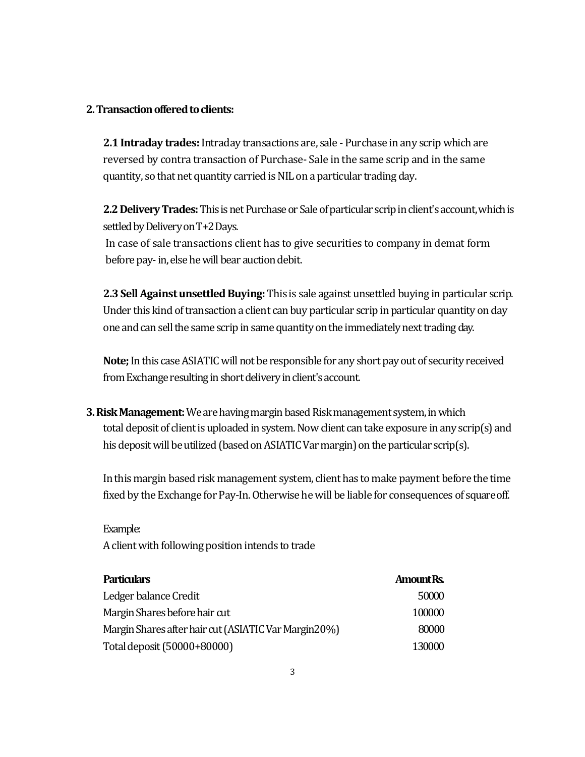## 2. Transaction offered to clients:

**2.1 Intraday trades:** Intraday transactions are, sale - Purchase in any scrip which are reversed by contra transaction of Purchase- Sale in the same scrip and in the same quantity, so that net quantity carried is NIL on a particular trading day.

**2.2 Delivery Trades:** This is net Purchase or Sale of particular scrip in client's account, which is settled by Delivery on T+2 Days.
In case of sale transactions client has to give securities to company in demat form before pay- in, else he will bear auction debit.

**2.3 Sell Against unsettled Buying:** This is sale against unsettled buying in particular scrip. Under this kind of transaction a client can buy particular scrip in particular quantity on day one and can sell the same scrip in same quantity on the immediately next trading day.

**Note;** In this case ASIATIC will not be responsible for any short pay out of security received from Exchange resulting in short delivery in client's account.

## 3. Risk Management:

We are having margin based Risk management system, in which total deposit of client is uploaded in system. Now client can take exposure in any scrip(s) and his deposit will be utilized (based on ASIATIC Var margin) on the particular scrip(s).

In this margin based risk management system, client has to make payment before the time fixed by the Exchange for Pay-In. Otherwise he will be liable for consequences of square off.

Example:
A client with following position intends to trade

| Particulars | Amount Rs. |
|---|---|
| Ledger balance Credit | 50000 |
| Margin Shares before hair cut | 100000 |
| Margin Shares after hair cut (ASIATIC Var Margin 20%) | 80000 |
| Total deposit (50000+80000) | 130000 |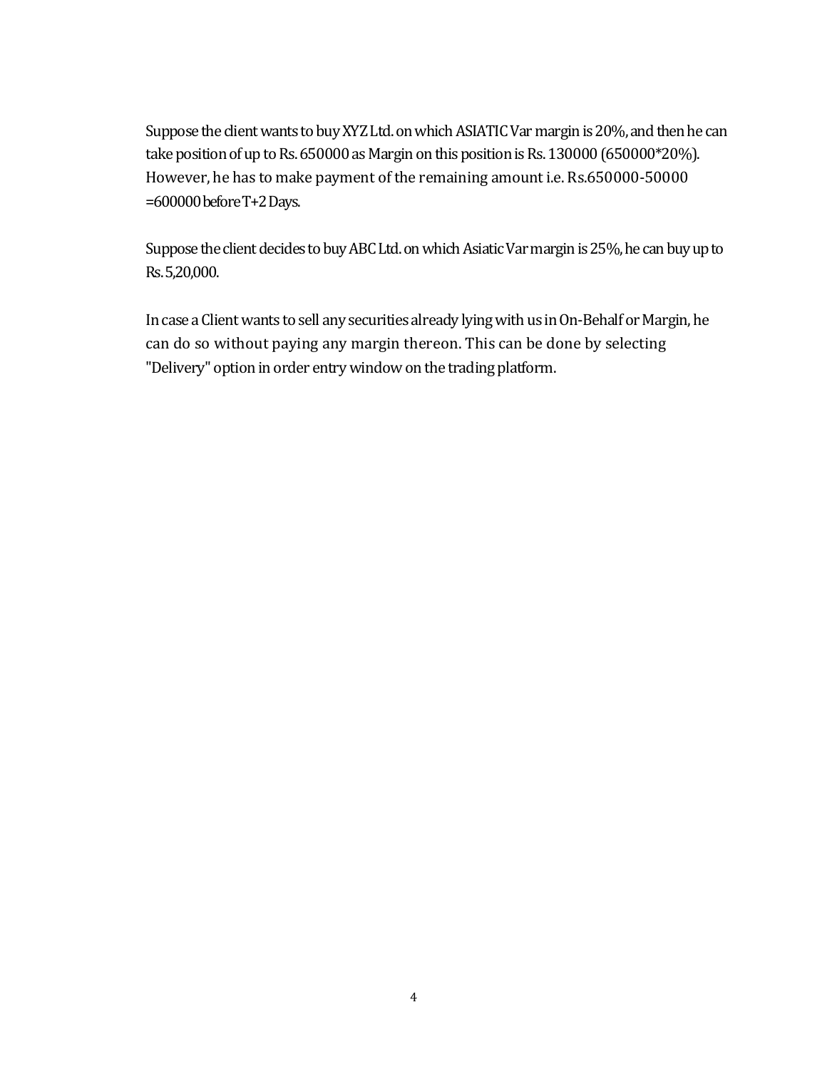Suppose the client wants to buy XYZ Ltd. on which ASIATIC Var margin is 20%, and then he can take position of up to Rs. 650000 as Margin on this position is Rs. 130000 (650000*20%). However, he has to make payment of the remaining amount i.e. Rs.650000-50000 =600000 before T+2 Days.

Suppose the client decides to buy ABC Ltd. on which Asiatic Var margin is 25%, he can buy up to Rs. 5,20,000.

In case a Client wants to sell any securities already lying with us in On-Behalf or Margin, he can do so without paying any margin thereon. This can be done by selecting "Delivery" option in order entry window on the trading platform.